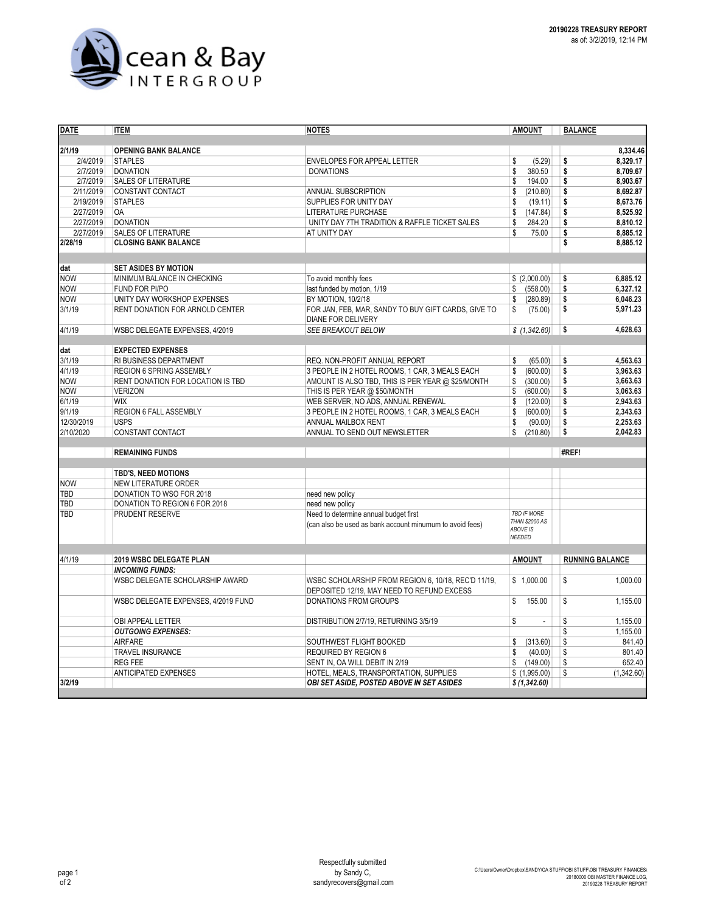Ocean & Bay INTERGROUP

**20190228 TREASURY REPORT**
as of: 3/2/2019, 12:14 PM

| DATE | ITEM | NOTES | AMOUNT | BALANCE |
|---|---|---|---|---|
| **2/1/19** | **OPENING BANK BALANCE** | | | **8,334.46** |
| 2/4/2019 | STAPLES | ENVELOPES FOR APPEAL LETTER | $ (5.29) | **$ 8,329.17** |
| 2/7/2019 | DONATION | DONATIONS | $ 380.50 | **$ 8,709.67** |
| 2/7/2019 | SALES OF LITERATURE | | $ 194.00 | **$ 8,903.67** |
| 2/11/2019 | CONSTANT CONTACT | ANNUAL SUBSCRIPTION | $ (210.80) | **$ 8,692.87** |
| 2/19/2019 | STAPLES | SUPPLIES FOR UNITY DAY | $ (19.11) | **$ 8,673.76** |
| 2/27/2019 | OA | LITERATURE PURCHASE | $ (147.84) | **$ 8,525.92** |
| 2/27/2019 | DONATION | UNITY DAY 7TH TRADITION & RAFFLE TICKET SALES | $ 284.20 | **$ 8,810.12** |
| 2/27/2019 | SALES OF LITERATURE | AT UNITY DAY | $ 75.00 | **$ 8,885.12** |
| **2/28/19** | **CLOSING BANK BALANCE** | | | **$ 8,885.12** |
| | | | | |
| **dat** | **SET ASIDES BY MOTION** | | | |
| NOW | MINIMUM BALANCE IN CHECKING | To avoid monthly fees | $ (2,000.00) | **$ 6,885.12** |
| NOW | FUND FOR PI/PO | last funded by motion, 1/19 | $ (558.00) | **$ 6,327.12** |
| NOW | UNITY DAY WORKSHOP EXPENSES | BY MOTION, 10/2/18 | $ (280.89) | **$ 6,046.23** |
| 3/1/19 | RENT DONATION FOR ARNOLD CENTER | FOR JAN, FEB, MAR, SANDY TO BUY GIFT CARDS, GIVE TO DIANE FOR DELIVERY | $ (75.00) | **$ 5,971.23** |
| 4/1/19 | WSBC DELEGATE EXPENSES, 4/2019 | *SEE BREAKOUT BELOW* | *$ (1,342.60)* | **$ 4,628.63** |
| | | | | |
| **dat** | **EXPECTED EXPENSES** | | | |
| 3/1/19 | RI BUSINESS DEPARTMENT | REQ. NON-PROFIT ANNUAL REPORT | $ (65.00) | **$ 4,563.63** |
| 4/1/19 | REGION 6 SPRING ASSEMBLY | 3 PEOPLE IN 2 HOTEL ROOMS, 1 CAR, 3 MEALS EACH | $ (600.00) | **$ 3,963.63** |
| NOW | RENT DONATION FOR LOCATION IS TBD | AMOUNT IS ALSO TBD, THIS IS PER YEAR @ $25/MONTH | $ (300.00) | **$ 3,663.63** |
| NOW | VERIZON | THIS IS PER YEAR @ $50/MONTH | $ (600.00) | **$ 3,063.63** |
| 6/1/19 | WIX | WEB SERVER, NO ADS, ANNUAL RENEWAL | $ (120.00) | **$ 2,943.63** |
| 9/1/19 | REGION 6 FALL ASSEMBLY | 3 PEOPLE IN 2 HOTEL ROOMS, 1 CAR, 3 MEALS EACH | $ (600.00) | **$ 2,343.63** |
| 12/30/2019 | USPS | ANNUAL MAILBOX RENT | $ (90.00) | **$ 2,253.63** |
| 2/10/2020 | CONSTANT CONTACT | ANNUAL TO SEND OUT NEWSLETTER | $ (210.80) | **$ 2,042.83** |
| | | | | |
| | **REMAINING FUNDS** | | | **#REF!** |
| | | | | |
| | **TBD'S, NEED MOTIONS** | | | |
| NOW | NEW LITERATURE ORDER | | | |
| TBD | DONATION TO WSO FOR 2018 | need new policy | | |
| TBD | DONATION TO REGION 6 FOR 2018 | need new policy | | |
| TBD | PRUDENT RESERVE | Need to determine annual budget first (can also be used as bank account minumum to avoid fees) | *TBD IF MORE THAN $2000 AS ABOVE IS NEEDED* | |
| | | | | |
| 4/1/19 | **2019 WSBC DELEGATE PLAN** | | **AMOUNT** | **RUNNING BALANCE** |
| | ***INCOMING FUNDS:*** | | | |
| | WSBC DELEGATE SCHOLARSHIP AWARD | WSBC SCHOLARSHIP FROM REGION 6, 10/18, REC'D 11/19, DEPOSITED 12/19, MAY NEED TO REFUND EXCESS | $ 1,000.00 | $ 1,000.00 |
| | WSBC DELEGATE EXPENSES, 4/2019 FUND | DONATIONS FROM GROUPS | $ 155.00 | $ 1,155.00 |
| | OBI APPEAL LETTER | DISTRIBUTION 2/7/19, RETURNING 3/5/19 | $ - | $ 1,155.00 |
| | ***OUTGOING EXPENSES:*** | | | $ 1,155.00 |
| | AIRFARE | SOUTHWEST FLIGHT BOOKED | $ (313.60) | $ 841.40 |
| | TRAVEL INSURANCE | REQUIRED BY REGION 6 | $ (40.00) | $ 801.40 |
| | REG FEE | SENT IN, OA WILL DEBIT IN 2/19 | $ (149.00) | $ 652.40 |
| | ANTICIPATED EXPENSES | HOTEL, MEALS, TRANSPORTATION, SUPPLIES | $ (1,995.00) | $ (1,342.60) |
| **3/2/19** | | ***OBI SET ASIDE, POSTED ABOVE IN SET ASIDES*** | ***$ (1,342.60)*** | |

Respectfully submitted
by Sandy C,
sandyrecovers@gmail.com

C:\Users\Owner\Dropbox\SANDY\OA STUFF\OBI STUFF\OBI TREASURY FINANCES\20180000 OBI MASTER FINANCE LOG, 20190228 TREASURY REPORT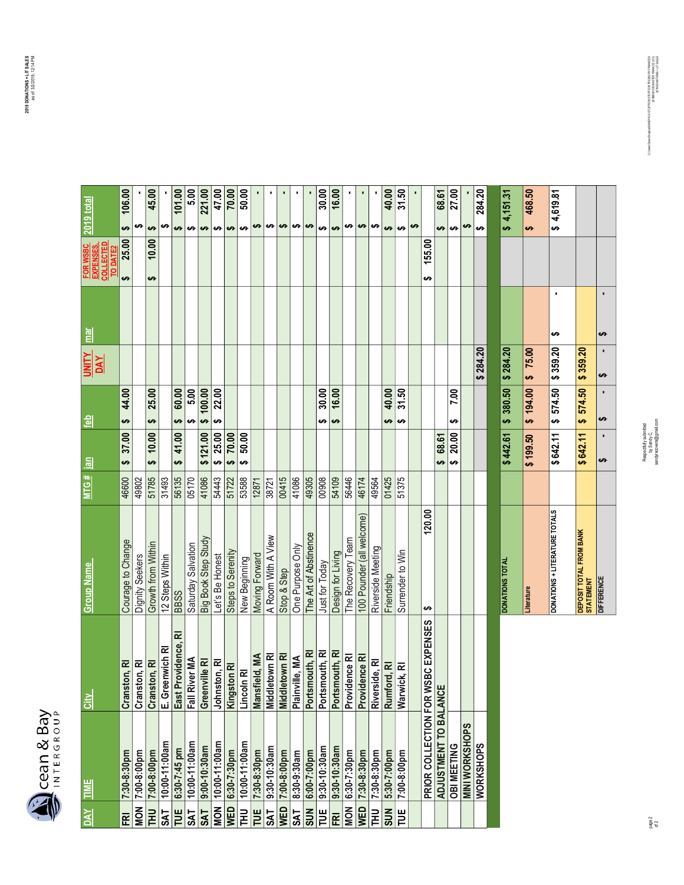Ocean & Bay INTERGROUP

**2019 DONATIONS + LIT SALES**
as of 3/2/2019, 12:14 PM

| DAY | TIME | City | Group Name | MTG # | jan | feb | UNITY DAY | mar | FOR WSBC EXPENSES COLLECTED TO DATE2 | 2019 total |
|---|---|---|---|---|---|---|---|---|---|---|
| FRI | 7:30-8:30pm | Cranston, RI | Courage to Change | 46600 | $ 37.00 | $ 44.00 | | | $ 25.00 | $ 106.00 |
| MON | 7:00-8:00pm | Cranston, RI | Dignity Seekers | 49802 | | | | | | $ - |
| THU | 7:00-8:00pm | Cranston, RI | Growth from Within | 51785 | $ 10.00 | $ 25.00 | | | $ 10.00 | $ 45.00 |
| SAT | 10:00-11:00am | E. Greenwich RI | 12 Steps Within | 31493 | | | | | | $ - |
| TUE | 6:30-7:45 pm | East Providence, RI | BBSS | 56135 | $ 41.00 | $ 60.00 | | | | $ 101.00 |
| SAT | 10:00-11:00am | Fall River MA | Saturday Salvation | 05170 | | $ 5.00 | | | | $ 5.00 |
| SAT | 9:00-10:30am | Greenville RI | Big Book Step Study | 41086 | $ 121.00 | $ 100.00 | | | | $ 221.00 |
| MON | 10:00-11:00am | Johnston, RI | Let's Be Honest | 54443 | $ 25.00 | $ 22.00 | | | | $ 47.00 |
| WED | 6:30-7:30pm | Kingston RI | Steps to Serenity | 51722 | $ 70.00 | | | | | $ 70.00 |
| THU | 10:00-11:00am | Lincoln RI | New Beginning | 53588 | $ 50.00 | | | | | $ 50.00 |
| TUE | 7:30-8:30pm | Mansfield, MA | Moving Forward | 12871 | | | | | | $ - |
| SAT | 9:30-10:30am | Middletown RI | A Room With A View | 38721 | | | | | | $ - |
| WED | 7:00-8:00pm | Middletown RI | Stop & Step | 00415 | | | | | | $ - |
| SAT | 8:30-9:30am | Plainville, MA | One Purpose Only | 41086 | | | | | | $ - |
| SUN | 6:00-7:00pm | Portsmouth, RI | The Art of Abstinence | 49305 | | | | | | $ - |
| TUE | 9:30-10:30am | Portsmouth, RI | Just for Today | 00908 | | $ 30.00 | | | | $ 30.00 |
| FRI | 9:30-10:30am | Portsmouth, RI | Design for Living | 54109 | | $ 16.00 | | | | $ 16.00 |
| MON | 6:30-7:30pm | Providence RI | The Recovery Team | 56446 | | | | | | $ - |
| WED | 7:30-8:30pm | Providence RI | 100 Pounder (all welcome) | 46174 | | | | | | $ - |
| THU | 7:30-8:30pm | Riverside, RI | Riverside Meeting | 49564 | | | | | | $ - |
| SUN | 5:30-7:00pm | Rumford, RI | Friendship | 01425 | | $ 40.00 | | | | $ 40.00 |
| TUE | 7:00-8:00pm | Warwick, RI | Surrender to Win | 51375 | | $ 31.50 | | | | $ 31.50 |
| | PRIOR COLLECTION FOR WSBC EXPENSES | | $ 120.00 | | | | | | $ 155.00 | $ - |
| | ADJUSTMENT TO BALANCE | | | | $ 68.61 | | | | | $ 68.61 |
| | OBI MEETING | | | | $ 20.00 | $ 7.00 | | | | $ 27.00 |
| | MINI WORKSHOPS | | | | | | | | | $ - |
| | WORKSHOPS | | | | | | $ 284.20 | | | $ 284.20 |
| | | | DONATIONS TOTAL | | $ 442.61 | $ 380.50 | $ 284.20 | | | $ 4,151.31 |
| | | | Literature | | $ 199.50 | $ 194.00 | $ 75.00 | | | $ 468.50 |
| | | | DONATIONS + LITERATURE TOTALS | | $ 642.11 | $ 574.50 | $ 359.20 | $ - | | $ 4,619.81 |
| | | | DEPOSIT TOTAL FROM BANK STATEMENT | | $ 642.11 | $ 574.50 | $ 359.20 | | | |
| | | | DIFFERENCE | | $ - | $ - | $ - | $ - | | |

Respectfully submitted
by Sandy C.
sandyrecovers@gmail.com